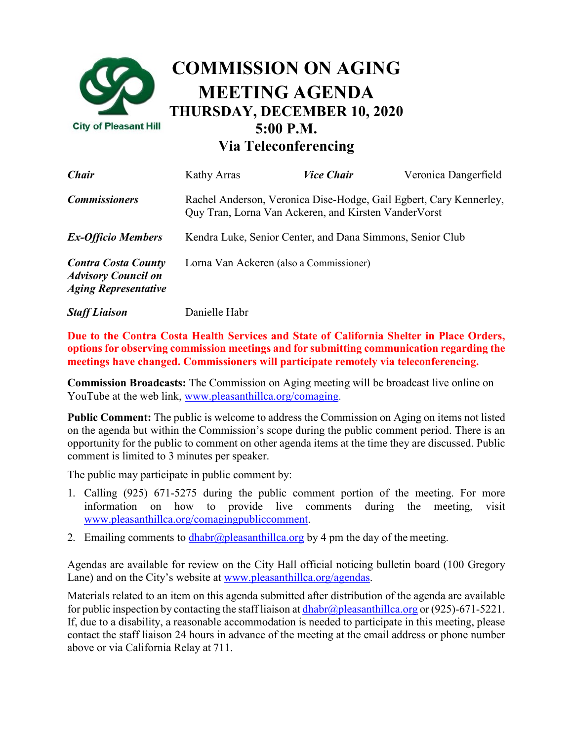City of Pleasant Hill

# COMMISSION ON AGING MEETING AGENDA

## THURSDAY, DECEMBER 10, 2020
## 5:00 P.M.
## Via Teleconferencing

| | | | |
|---|---|---|---|
| ***Chair*** | Kathy Arras | ***Vice Chair*** | Veronica Dangerfield |
| ***Commissioners*** | Rachel Anderson, Veronica Dise-Hodge, Gail Egbert, Cary Kennerley, Quy Tran, Lorna Van Ackeren, and Kirsten VanderVorst | | |
| ***Ex-Officio Members*** | Kendra Luke, Senior Center, and Dana Simmons, Senior Club | | |
| ***Contra Costa County Advisory Council on Aging Representative*** | Lorna Van Ackeren (also a Commissioner) | | |
| ***Staff Liaison*** | Danielle Habr | | |

**Due to the Contra Costa Health Services and State of California Shelter in Place Orders, options for observing commission meetings and for submitting communication regarding the meetings have changed. Commissioners will participate remotely via teleconferencing.**

**Commission Broadcasts:** The Commission on Aging meeting will be broadcast live online on YouTube at the web link, www.pleasanthillca.org/comaging.

**Public Comment:** The public is welcome to address the Commission on Aging on items not listed on the agenda but within the Commission's scope during the public comment period. There is an opportunity for the public to comment on other agenda items at the time they are discussed. Public comment is limited to 3 minutes per speaker.

The public may participate in public comment by:

1. Calling (925) 671-5275 during the public comment portion of the meeting. For more information on how to provide live comments during the meeting, visit www.pleasanthillca.org/comagingpubliccomment.
2. Emailing comments to dhabr@pleasanthillca.org by 4 pm the day of the meeting.

Agendas are available for review on the City Hall official noticing bulletin board (100 Gregory Lane) and on the City's website at www.pleasanthillca.org/agendas.

Materials related to an item on this agenda submitted after distribution of the agenda are available for public inspection by contacting the staff liaison at dhabr@pleasanthillca.org or (925)-671-5221. If, due to a disability, a reasonable accommodation is needed to participate in this meeting, please contact the staff liaison 24 hours in advance of the meeting at the email address or phone number above or via California Relay at 711.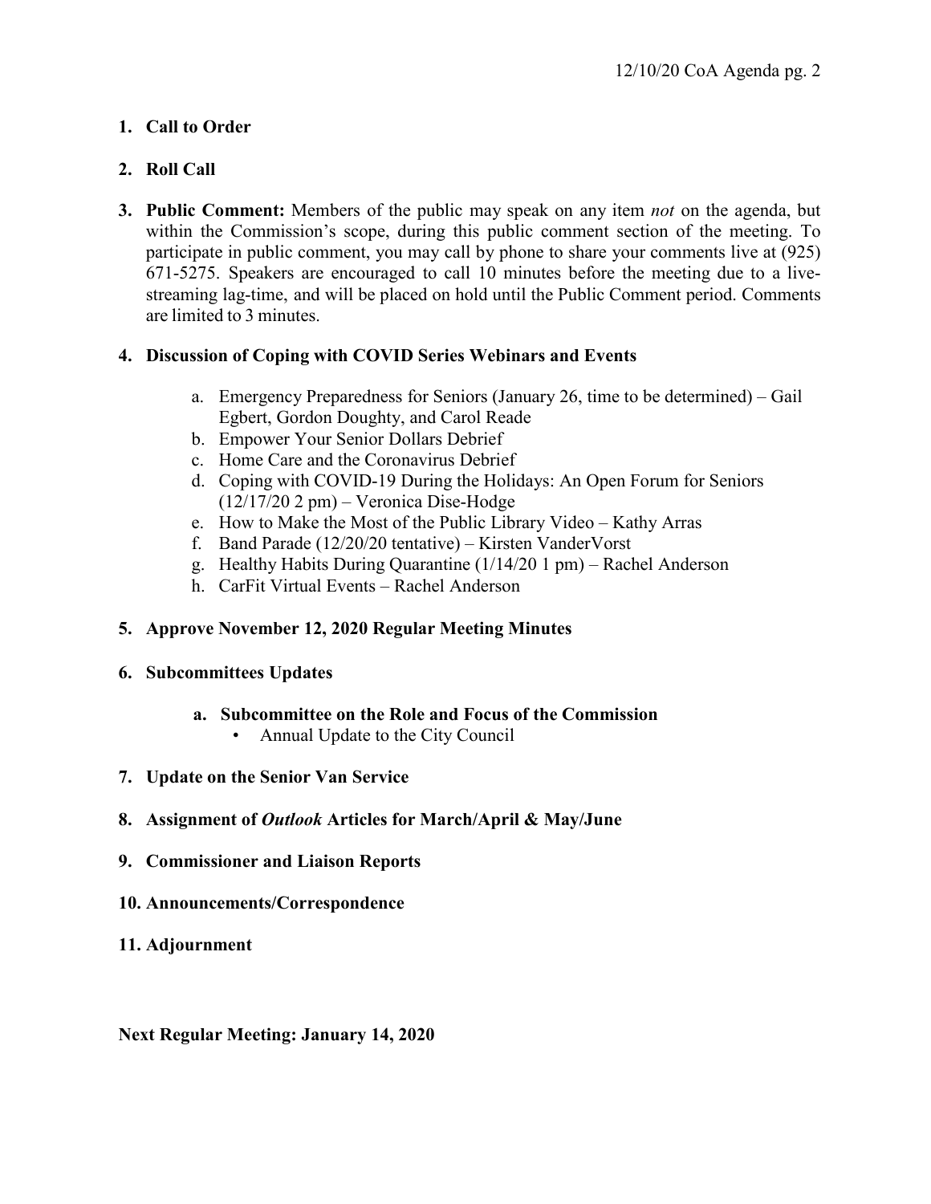1. **Call to Order**

2. **Roll Call**

3. **Public Comment:** Members of the public may speak on any item *not* on the agenda, but within the Commission's scope, during this public comment section of the meeting. To participate in public comment, you may call by phone to share your comments live at (925) 671-5275. Speakers are encouraged to call 10 minutes before the meeting due to a live-streaming lag-time, and will be placed on hold until the Public Comment period. Comments are limited to 3 minutes.

4. **Discussion of Coping with COVID Series Webinars and Events**

   a. Emergency Preparedness for Seniors (January 26, time to be determined) – Gail Egbert, Gordon Doughty, and Carol Reade
   b. Empower Your Senior Dollars Debrief
   c. Home Care and the Coronavirus Debrief
   d. Coping with COVID-19 During the Holidays: An Open Forum for Seniors (12/17/20 2 pm) – Veronica Dise-Hodge
   e. How to Make the Most of the Public Library Video – Kathy Arras
   f. Band Parade (12/20/20 tentative) – Kirsten VanderVorst
   g. Healthy Habits During Quarantine (1/14/20 1 pm) – Rachel Anderson
   h. CarFit Virtual Events – Rachel Anderson

5. **Approve November 12, 2020 Regular Meeting Minutes**

6. **Subcommittees Updates**

   a. **Subcommittee on the Role and Focus of the Commission**
      - Annual Update to the City Council

7. **Update on the Senior Van Service**

8. **Assignment of *Outlook* Articles for March/April & May/June**

9. **Commissioner and Liaison Reports**

10. **Announcements/Correspondence**

11. **Adjournment**

**Next Regular Meeting: January 14, 2020**